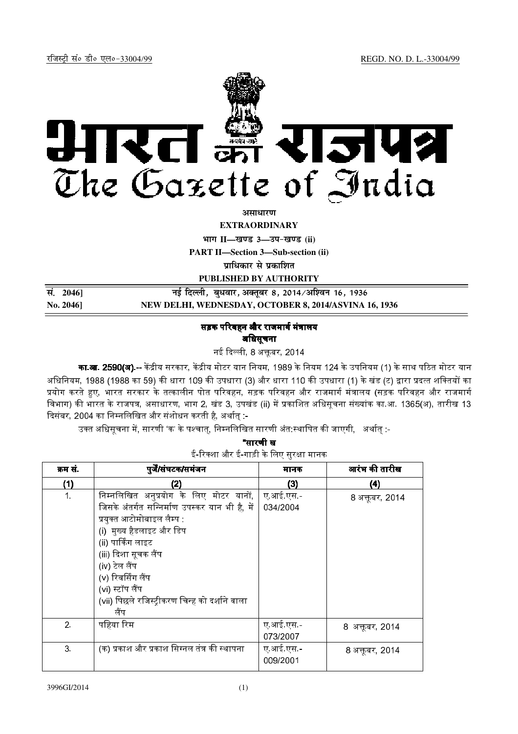रजिस्ट्री सं० डी० एल०-33004/99 REGD. NO. D. L.-33004/99

# भारत का राजपत्र
# The Gazette of India

**असाधारण**

**EXTRAORDINARY**

**भाग II—खण्ड 3—उप-खण्ड (ii)**

**PART II—Section 3—Sub-section (ii)**

**प्राधिकार से प्रकाशित**

**PUBLISHED BY AUTHORITY**

| | |
|---|---|
| **सं. 2046]** | **नई दिल्ली, बुधवार, अक्तूबर 8, 2014/अश्विन 16, 1936** |
| **No. 2046]** | **NEW DELHI, WEDNESDAY, OCTOBER 8, 2014/ASVINA 16, 1936** |

## सड़क परिवहन और राजमार्ग मंत्रालय

### अधिसूचना

नई दिल्ली, 8 अक्तूबर, 2014

**का.आ. 2590(अ).--** केंद्रीय सरकार, केंद्रीय मोटर यान नियम, 1989 के नियम 124 के उपनियम (1) के साथ पठित मोटर यान अधिनियम, 1988 (1988 का 59) की धारा 109 की उपधारा (3) और धारा 110 की उपधारा (1) के खंड (ट) द्वारा प्रदत्त शक्तियों का प्रयोग करते हुए, भारत सरकार के तत्कालीन पोत परिवहन, सड़क परिवहन और राजमार्ग मंत्रालय (सड़क परिवहन और राजमार्ग विभाग) की भारत के राजपत्र, असाधारण, भाग 2, खंड 3, उपखंड (ii) में प्रकाशित अधिसूचना संख्यांक का.आ. 1365(अ), तारीख 13 दिसंबर, 2004 का निम्नलिखित और संशोधन करती है, अर्थात् :-

उक्त अधिसूचना में, सारणी 'क' के पश्चात्, निम्नलिखित सारणी अंत:स्थापित की जाएगी, अर्थात् :-

**"सारणी ख**

ई-रिक्शा और ई-गाड़ी के लिए सुरक्षा मानक

| क्रम सं. | पुर्जे/संघटक/समंजन | मानक | आरंभ की तारीख |
|---|---|---|---|
| **(1)** | **(2)** | **(3)** | **(4)** |
| 1. | निम्नलिखित अनुप्रयोग के लिए मोटर यानों, जिसके अंतर्गत सन्निर्माण उपस्कर यान भी है, में प्रयुक्त आटोमोबाइल लैम्प :<br>(i) मुख्य हैडलाइट और डिप<br>(ii) पार्किंग लाइट<br>(iii) दिशा सूचक लैंप<br>(iv) टेल लैंप<br>(v) रिवर्सिंग लैंप<br>(vi) स्टॉप लैंप<br>(vii) पिछले रजिस्ट्रीकरण चिन्ह को दर्शाने वाला लैंप | ए.आई.एस.-034/2004 | 8 अक्तूबर, 2014 |
| 2. | पहिया रिम | ए.आई.एस.-073/2007 | 8 अक्तूबर, 2014 |
| 3. | (क) प्रकाश और प्रकाश सिग्नल तंत्र की स्थापना | ए.आई.एस.-009/2001 | 8 अक्तूबर, 2014 |

3996GI/2014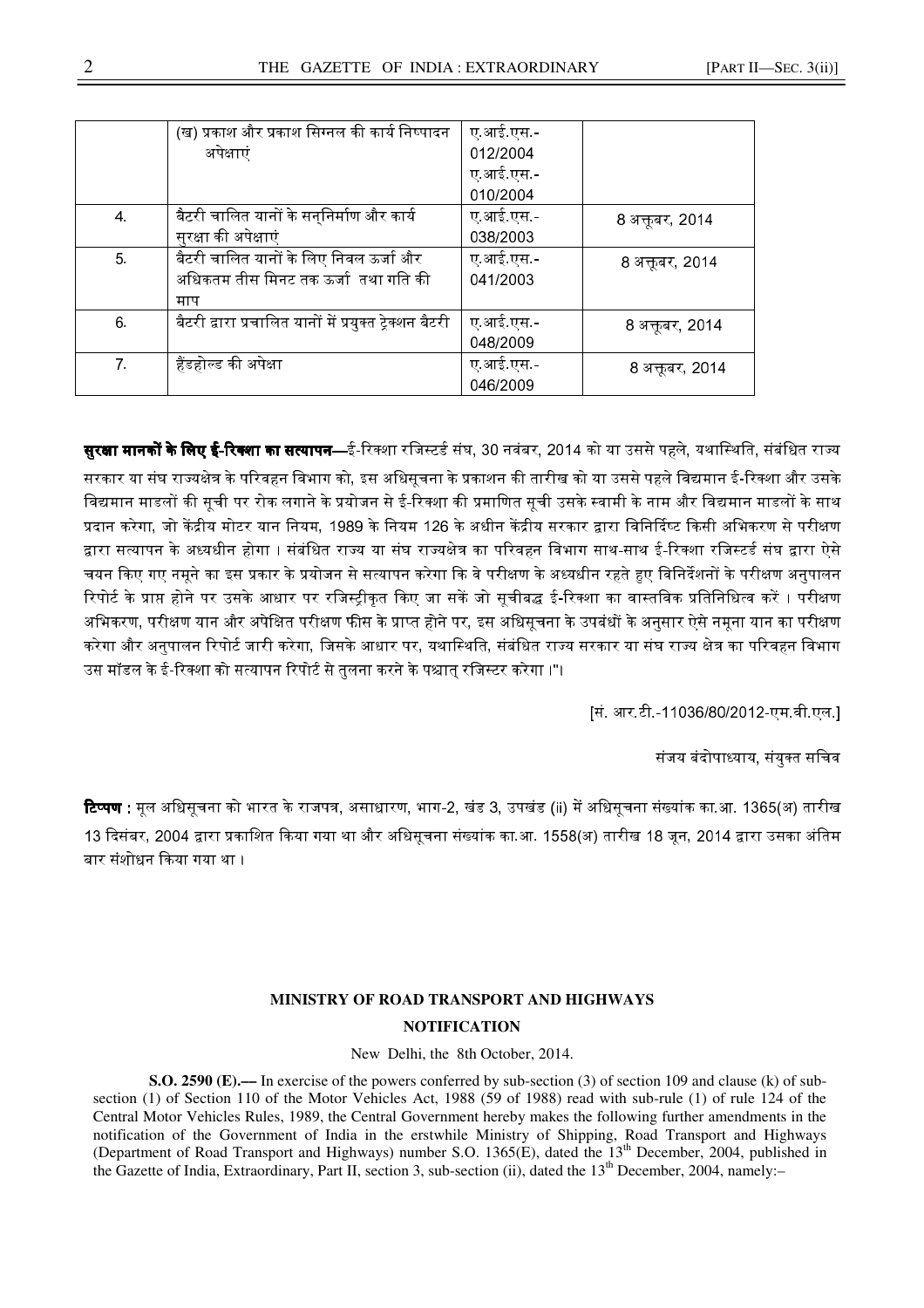| | (ख) प्रकाश और प्रकाश सिग्नल की कार्य निष्पादन अपेक्षाएं | ए.आई.एस.-012/2004 ए.आई.एस.-010/2004 | |
|---|---|---|---|
| 4. | बैटरी चालित यानों के सन्निर्माण और कार्य सुरक्षा की अपेक्षाएं | ए.आई.एस.-038/2003 | 8 अक्तूबर, 2014 |
| 5. | बैटरी चालित यानों के लिए निवल ऊर्जा और अधिकतम तीस मिनट तक ऊर्जा तथा गति की माप | ए.आई.एस.-041/2003 | 8 अक्तूबर, 2014 |
| 6. | बैटरी द्वारा प्रचालित यानों में प्रयुक्त ट्रेक्शन बैटरी | ए.आई.एस.-048/2009 | 8 अक्तूबर, 2014 |
| 7. | हैंडहोल्ड की अपेक्षा | ए.आई.एस.-046/2009 | 8 अक्तूबर, 2014 |

**सुरक्षा मानकों के लिए ई-रिक्शा का सत्यापन**—ई-रिक्शा रजिस्टर्ड संघ, 30 नवंबर, 2014 को या उससे पहले, यथास्थिति, संबंधित राज्य सरकार या संघ राज्यक्षेत्र के परिवहन विभाग को, इस अधिसूचना के प्रकाशन की तारीख को या उससे पहले विद्यमान ई-रिक्शा और उसके विद्यमान माडलों की सूची पर रोक लगाने के प्रयोजन से ई-रिक्शा की प्रमाणित सूची उसके स्वामी के नाम और विद्यमान माडलों के साथ प्रदान करेगा, जो केंद्रीय मोटर यान नियम, 1989 के नियम 126 के अधीन केंद्रीय सरकार द्वारा विनिर्दिष्ट किसी अभिकरण से परीक्षण द्वारा सत्यापन के अध्यधीन होगा । संबंधित राज्य या संघ राज्यक्षेत्र का परिवहन विभाग साथ-साथ ई-रिक्शा रजिस्टर्ड संघ द्वारा ऐसे चयन किए गए नमूने का इस प्रकार के प्रयोजन से सत्यापन करेगा कि वे परीक्षण के अध्यधीन रहते हुए विनिर्देशनों के परीक्षण अनुपालन रिपोर्ट के प्राप्त होने पर उसके आधार पर रजिस्ट्रीकृत किए जा सकें जो सूचीबद्ध ई-रिक्शा का वास्तविक प्रतिनिधित्व करें । परीक्षण अभिकरण, परीक्षण यान और अपेक्षित परीक्षण फीस के प्राप्त होने पर, इस अधिसूचना के उपबंधों के अनुसार ऐसे नमूना यान का परीक्षण करेगा और अनुपालन रिपोर्ट जारी करेगा, जिसके आधार पर, यथास्थिति, संबंधित राज्य सरकार या संघ राज्य क्षेत्र का परिवहन विभाग उस मॉडल के ई-रिक्शा को सत्यापन रिपोर्ट से तुलना करने के पश्चात् रजिस्टर करेगा ।"।

[सं. आर.टी.-11036/80/2012-एम.वी.एल.]

संजय बंदोपाध्याय, संयुक्त सचिव

**टिप्पण :** मूल अधिसूचना को भारत के राजपत्र, असाधारण, भाग-2, खंड 3, उपखंड (ii) में अधिसूचना संख्यांक का.आ. 1365(अ) तारीख 13 दिसंबर, 2004 द्वारा प्रकाशित किया गया था और अधिसूचना संख्यांक का.आ. 1558(अ) तारीख 18 जून, 2014 द्वारा उसका अंतिम बार संशोधन किया गया था ।

## MINISTRY OF ROAD TRANSPORT AND HIGHWAYS

## NOTIFICATION

New Delhi, the 8th October, 2014.

**S.O. 2590 (E).**— In exercise of the powers conferred by sub-section (3) of section 109 and clause (k) of sub-section (1) of Section 110 of the Motor Vehicles Act, 1988 (59 of 1988) read with sub-rule (1) of rule 124 of the Central Motor Vehicles Rules, 1989, the Central Government hereby makes the following further amendments in the notification of the Government of India in the erstwhile Ministry of Shipping, Road Transport and Highways (Department of Road Transport and Highways) number S.O. 1365(E), dated the 13th December, 2004, published in the Gazette of India, Extraordinary, Part II, section 3, sub-section (ii), dated the 13th December, 2004, namely:–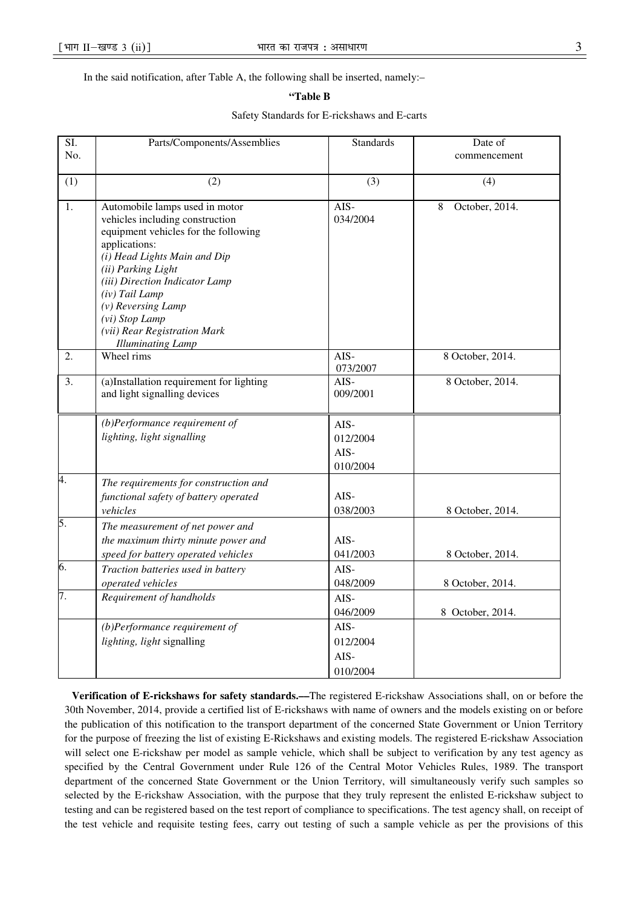In the said notification, after Table A, the following shall be inserted, namely:–

**"Table B**

Safety Standards for E-rickshaws and E-carts

| Sl. No. | Parts/Components/Assemblies | Standards | Date of commencement |
|---|---|---|---|
| (1) | (2) | (3) | (4) |
| 1. | Automobile lamps used in motor vehicles including construction equipment vehicles for the following applications: *(i) Head Lights Main and Dip* *(ii) Parking Light* *(iii) Direction Indicator Lamp* *(iv) Tail Lamp* *(v) Reversing Lamp* *(vi) Stop Lamp* *(vii) Rear Registration Mark Illuminating Lamp* | AIS-034/2004 | 8 October, 2014. |
| 2. | Wheel rims | AIS-073/2007 | 8 October, 2014. |
| 3. | (a)Installation requirement for lighting and light signalling devices | AIS-009/2001 | 8 October, 2014. |
| | *(b)Performance requirement of lighting, light signalling* | AIS-012/2004 AIS-010/2004 | |
| 4. | *The requirements for construction and functional safety of battery operated vehicles* | AIS-038/2003 | 8 October, 2014. |
| 5. | *The measurement of net power and the maximum thirty minute power and speed for battery operated vehicles* | AIS-041/2003 | 8 October, 2014. |
| 6. | *Traction batteries used in battery operated vehicles* | AIS-048/2009 | 8 October, 2014. |
| 7. | *Requirement of handholds* | AIS-046/2009 | 8 October, 2014. |
| | *(b)Performance requirement of lighting, light* signalling | AIS-012/2004 AIS-010/2004 | |

**Verification of E-rickshaws for safety standards.—**The registered E-rickshaw Associations shall, on or before the 30th November, 2014, provide a certified list of E-rickshaws with name of owners and the models existing on or before the publication of this notification to the transport department of the concerned State Government or Union Territory for the purpose of freezing the list of existing E-Rickshaws and existing models. The registered E-rickshaw Association will select one E-rickshaw per model as sample vehicle, which shall be subject to verification by any test agency as specified by the Central Government under Rule 126 of the Central Motor Vehicles Rules, 1989. The transport department of the concerned State Government or the Union Territory, will simultaneously verify such samples so selected by the E-rickshaw Association, with the purpose that they truly represent the enlisted E-rickshaw subject to testing and can be registered based on the test report of compliance to specifications. The test agency shall, on receipt of the test vehicle and requisite testing fees, carry out testing of such a sample vehicle as per the provisions of this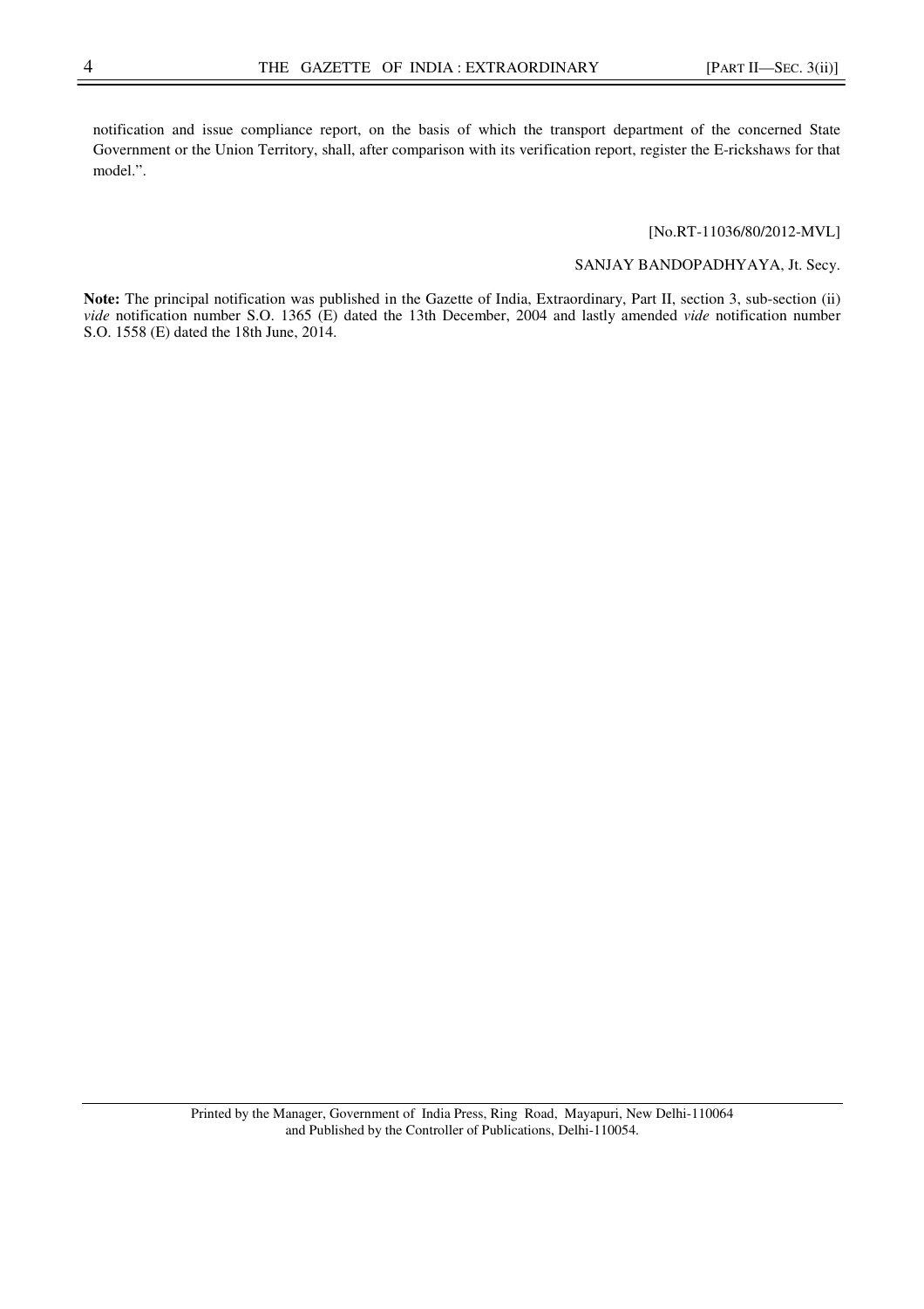notification and issue compliance report, on the basis of which the transport department of the concerned State Government or the Union Territory, shall, after comparison with its verification report, register the E-rickshaws for that model.".

[No.RT-11036/80/2012-MVL]

SANJAY BANDOPADHYAYA, Jt. Secy.

**Note:** The principal notification was published in the Gazette of India, Extraordinary, Part II, section 3, sub-section (ii) *vide* notification number S.O. 1365 (E) dated the 13th December, 2004 and lastly amended *vide* notification number S.O. 1558 (E) dated the 18th June, 2014.

Printed by the Manager, Government of India Press, Ring Road, Mayapuri, New Delhi-110064 and Published by the Controller of Publications, Delhi-110054.